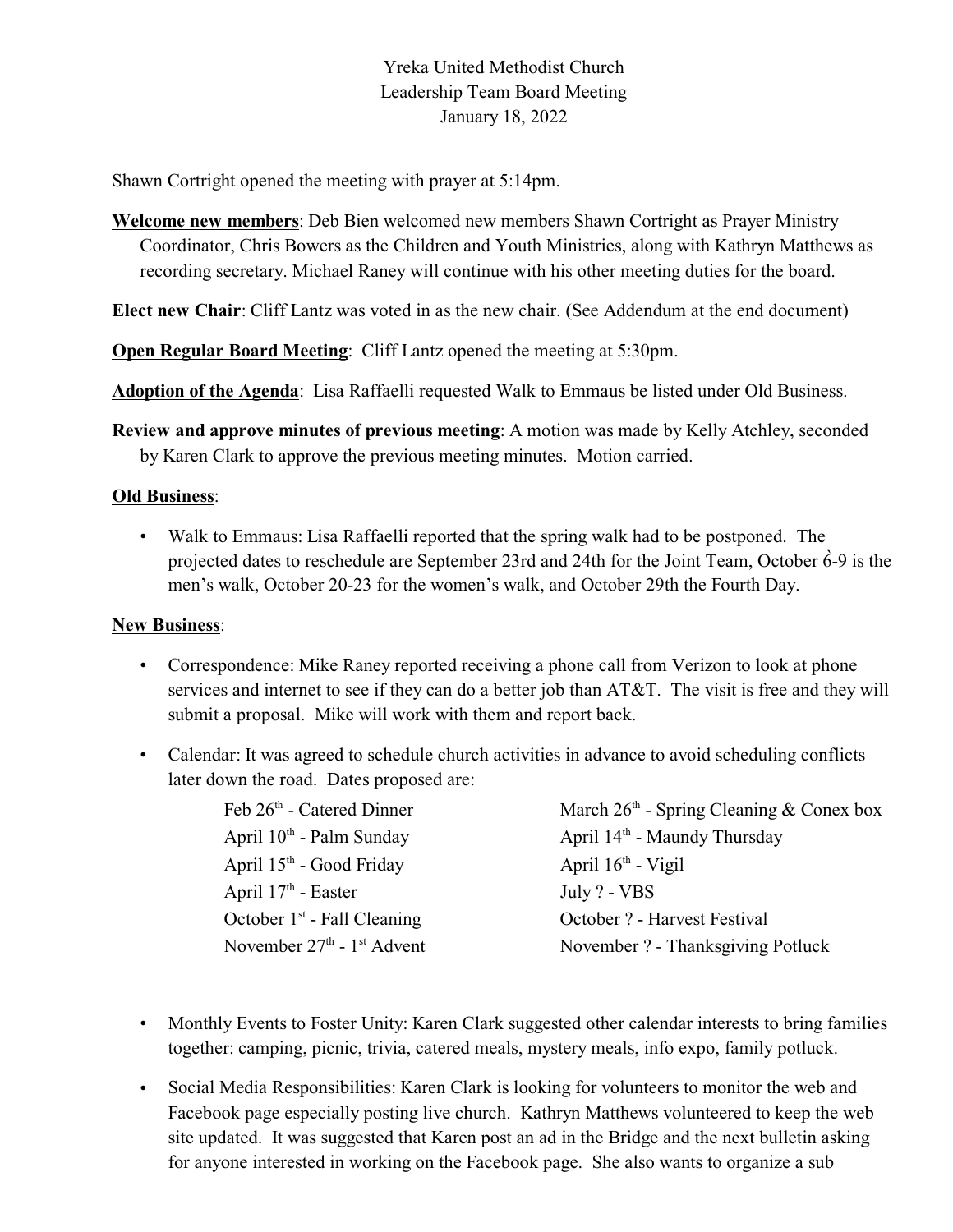Yreka United Methodist Church
Leadership Team Board Meeting
January 18, 2022

Shawn Cortright opened the meeting with prayer at 5:14pm.

**Welcome new members**: Deb Bien welcomed new members Shawn Cortright as Prayer Ministry Coordinator, Chris Bowers as the Children and Youth Ministries, along with Kathryn Matthews as recording secretary. Michael Raney will continue with his other meeting duties for the board.

**Elect new Chair**: Cliff Lantz was voted in as the new chair. (See Addendum at the end document)

**Open Regular Board Meeting**: Cliff Lantz opened the meeting at 5:30pm.

**Adoption of the Agenda**: Lisa Raffaelli requested Walk to Emmaus be listed under Old Business.

**Review and approve minutes of previous meeting**: A motion was made by Kelly Atchley, seconded by Karen Clark to approve the previous meeting minutes. Motion carried.

**Old Business**:

- Walk to Emmaus: Lisa Raffaelli reported that the spring walk had to be postponed. The projected dates to reschedule are September 23rd and 24th for the Joint Team, October 6-9 is the men's walk, October 20-23 for the women's walk, and October 29th the Fourth Day.

**New Business**:

- Correspondence: Mike Raney reported receiving a phone call from Verizon to look at phone services and internet to see if they can do a better job than AT&T. The visit is free and they will submit a proposal. Mike will work with them and report back.

- Calendar: It was agreed to schedule church activities in advance to avoid scheduling conflicts later down the road. Dates proposed are:

  - Feb 26th - Catered Dinner
  - March 26th - Spring Cleaning & Conex box
  - April 10th - Palm Sunday
  - April 14th - Maundy Thursday
  - April 15th - Good Friday
  - April 16th - Vigil
  - April 17th - Easter
  - July ? - VBS
  - October 1st - Fall Cleaning
  - October ? - Harvest Festival
  - November 27th - 1st Advent
  - November ? - Thanksgiving Potluck

- Monthly Events to Foster Unity: Karen Clark suggested other calendar interests to bring families together: camping, picnic, trivia, catered meals, mystery meals, info expo, family potluck.

- Social Media Responsibilities: Karen Clark is looking for volunteers to monitor the web and Facebook page especially posting live church. Kathryn Matthews volunteered to keep the web site updated. It was suggested that Karen post an ad in the Bridge and the next bulletin asking for anyone interested in working on the Facebook page. She also wants to organize a sub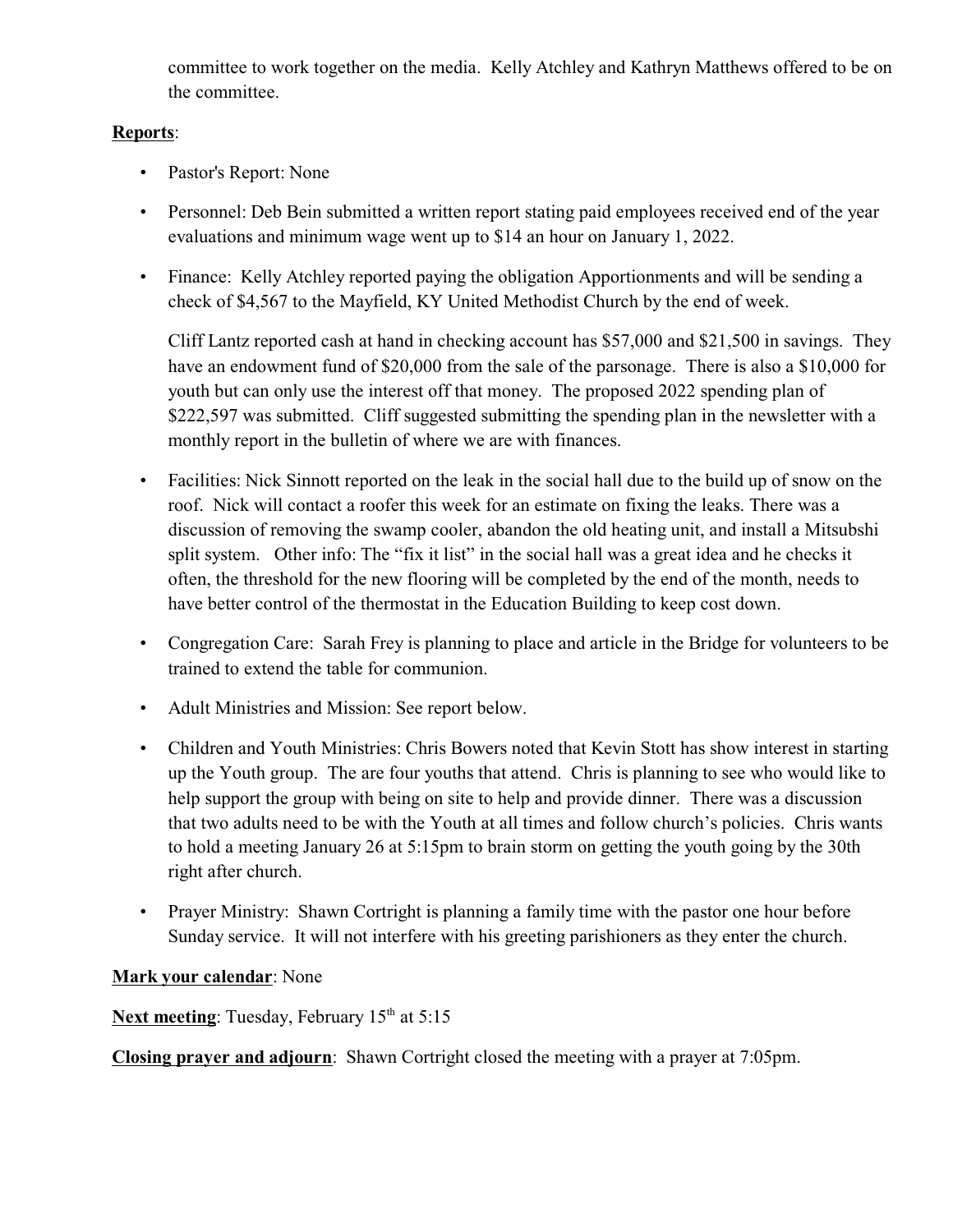committee to work together on the media. Kelly Atchley and Kathryn Matthews offered to be on the committee.

**Reports**:

- Pastor's Report: None
- Personnel: Deb Bein submitted a written report stating paid employees received end of the year evaluations and minimum wage went up to $14 an hour on January 1, 2022.
- Finance: Kelly Atchley reported paying the obligation Apportionments and will be sending a check of $4,567 to the Mayfield, KY United Methodist Church by the end of week.

  Cliff Lantz reported cash at hand in checking account has $57,000 and $21,500 in savings. They have an endowment fund of $20,000 from the sale of the parsonage. There is also a $10,000 for youth but can only use the interest off that money. The proposed 2022 spending plan of $222,597 was submitted. Cliff suggested submitting the spending plan in the newsletter with a monthly report in the bulletin of where we are with finances.
- Facilities: Nick Sinnott reported on the leak in the social hall due to the build up of snow on the roof. Nick will contact a roofer this week for an estimate on fixing the leaks. There was a discussion of removing the swamp cooler, abandon the old heating unit, and install a Mitsubshi split system. Other info: The "fix it list" in the social hall was a great idea and he checks it often, the threshold for the new flooring will be completed by the end of the month, needs to have better control of the thermostat in the Education Building to keep cost down.
- Congregation Care: Sarah Frey is planning to place and article in the Bridge for volunteers to be trained to extend the table for communion.
- Adult Ministries and Mission: See report below.
- Children and Youth Ministries: Chris Bowers noted that Kevin Stott has show interest in starting up the Youth group. The are four youths that attend. Chris is planning to see who would like to help support the group with being on site to help and provide dinner. There was a discussion that two adults need to be with the Youth at all times and follow church's policies. Chris wants to hold a meeting January 26 at 5:15pm to brain storm on getting the youth going by the 30th right after church.
- Prayer Ministry: Shawn Cortright is planning a family time with the pastor one hour before Sunday service. It will not interfere with his greeting parishioners as they enter the church.

**Mark your calendar**: None

**Next meeting**: Tuesday, February 15th at 5:15

**Closing prayer and adjourn**: Shawn Cortright closed the meeting with a prayer at 7:05pm.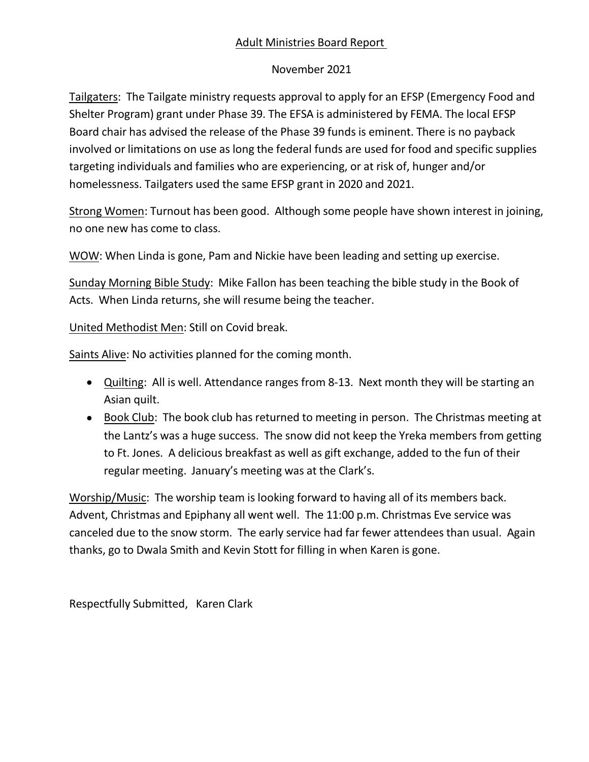<u>Adult Ministries Board Report</u>

November 2021

<u>Tailgaters</u>: The Tailgate ministry requests approval to apply for an EFSP (Emergency Food and Shelter Program) grant under Phase 39. The EFSA is administered by FEMA. The local EFSP Board chair has advised the release of the Phase 39 funds is eminent. There is no payback involved or limitations on use as long the federal funds are used for food and specific supplies targeting individuals and families who are experiencing, or at risk of, hunger and/or homelessness. Tailgaters used the same EFSP grant in 2020 and 2021.

<u>Strong Women</u>: Turnout has been good. Although some people have shown interest in joining, no one new has come to class.

<u>WOW</u>: When Linda is gone, Pam and Nickie have been leading and setting up exercise.

<u>Sunday Morning Bible Study</u>: Mike Fallon has been teaching the bible study in the Book of Acts. When Linda returns, she will resume being the teacher.

<u>United Methodist Men</u>: Still on Covid break.

<u>Saints Alive</u>: No activities planned for the coming month.

- <u>Quilting</u>: All is well. Attendance ranges from 8-13. Next month they will be starting an Asian quilt.
- <u>Book Club</u>: The book club has returned to meeting in person. The Christmas meeting at the Lantz's was a huge success. The snow did not keep the Yreka members from getting to Ft. Jones. A delicious breakfast as well as gift exchange, added to the fun of their regular meeting. January's meeting was at the Clark's.

<u>Worship/Music</u>: The worship team is looking forward to having all of its members back. Advent, Christmas and Epiphany all went well. The 11:00 p.m. Christmas Eve service was canceled due to the snow storm. The early service had far fewer attendees than usual. Again thanks, go to Dwala Smith and Kevin Stott for filling in when Karen is gone.

Respectfully Submitted, Karen Clark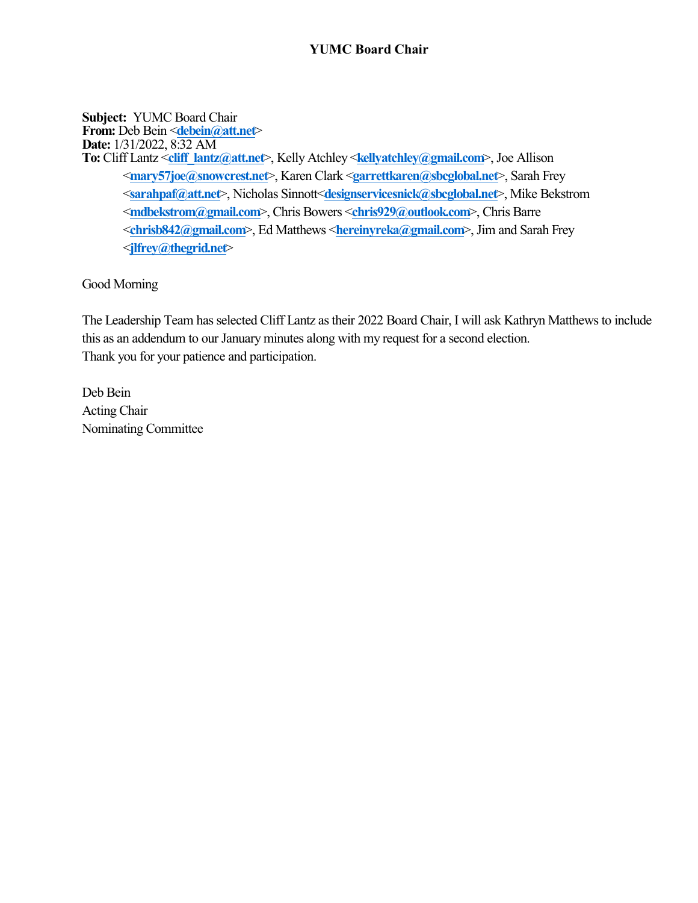# YUMC Board Chair

**Subject:** YUMC Board Chair
**From:** Deb Bein <debein@att.net>
**Date:** 1/31/2022, 8:32 AM
**To:** Cliff Lantz <cliff_lantz@att.net>, Kelly Atchley <kellyatchley@gmail.com>, Joe Allison <mary57joe@snowcrest.net>, Karen Clark <garrettkaren@sbcglobal.net>, Sarah Frey <sarahpaf@att.net>, Nicholas Sinnott<designservicesnick@sbcglobal.net>, Mike Bekstrom <mdbekstrom@gmail.com>, Chris Bowers <chris929@outlook.com>, Chris Barre <chrisb842@gmail.com>, Ed Matthews <hereinyreka@gmail.com>, Jim and Sarah Frey <jlfrey@thegrid.net>

Good Morning

The Leadership Team has selected Cliff Lantz as their 2022 Board Chair, I will ask Kathryn Matthews to include this as an addendum to our January minutes along with my request for a second election.
Thank you for your patience and participation.

Deb Bein
Acting Chair
Nominating Committee